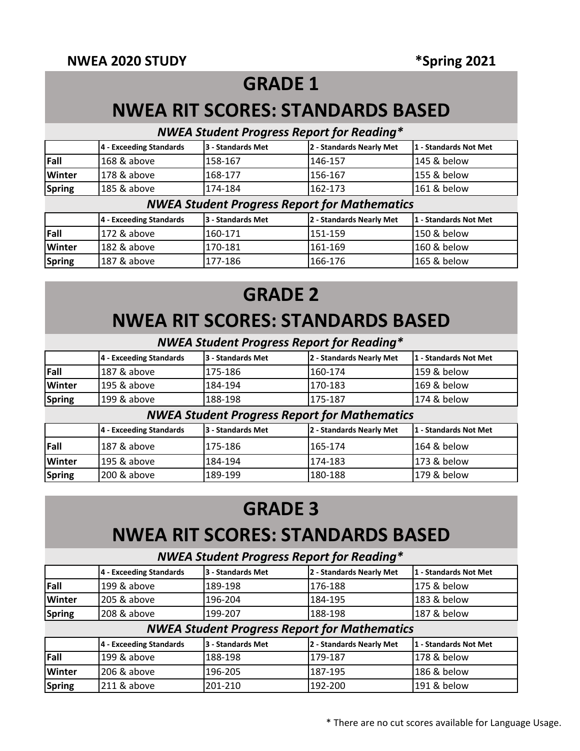**NWEA 2020 STUDY** **\*Spring 2021**

# GRADE 1

# NWEA RIT SCORES: STANDARDS BASED

### *NWEA Student Progress Report for Reading\**

| | 4 - Exceeding Standards | 3 - Standards Met | 2 - Standards Nearly Met | 1 - Standards Not Met |
|---|---|---|---|---|
| **Fall** | 168 & above | 158-167 | 146-157 | 145 & below |
| **Winter** | 178 & above | 168-177 | 156-167 | 155 & below |
| **Spring** | 185 & above | 174-184 | 162-173 | 161 & below |

### *NWEA Student Progress Report for Mathematics*

| | 4 - Exceeding Standards | 3 - Standards Met | 2 - Standards Nearly Met | 1 - Standards Not Met |
|---|---|---|---|---|
| **Fall** | 172 & above | 160-171 | 151-159 | 150 & below |
| **Winter** | 182 & above | 170-181 | 161-169 | 160 & below |
| **Spring** | 187 & above | 177-186 | 166-176 | 165 & below |

# GRADE 2

# NWEA RIT SCORES: STANDARDS BASED

### *NWEA Student Progress Report for Reading\**

| | 4 - Exceeding Standards | 3 - Standards Met | 2 - Standards Nearly Met | 1 - Standards Not Met |
|---|---|---|---|---|
| **Fall** | 187 & above | 175-186 | 160-174 | 159 & below |
| **Winter** | 195 & above | 184-194 | 170-183 | 169 & below |
| **Spring** | 199 & above | 188-198 | 175-187 | 174 & below |

### *NWEA Student Progress Report for Mathematics*

| | 4 - Exceeding Standards | 3 - Standards Met | 2 - Standards Nearly Met | 1 - Standards Not Met |
|---|---|---|---|---|
| **Fall** | 187 & above | 175-186 | 165-174 | 164 & below |
| **Winter** | 195 & above | 184-194 | 174-183 | 173 & below |
| **Spring** | 200 & above | 189-199 | 180-188 | 179 & below |

# GRADE 3

# NWEA RIT SCORES: STANDARDS BASED

### *NWEA Student Progress Report for Reading\**

| | 4 - Exceeding Standards | 3 - Standards Met | 2 - Standards Nearly Met | 1 - Standards Not Met |
|---|---|---|---|---|
| **Fall** | 199 & above | 189-198 | 176-188 | 175 & below |
| **Winter** | 205 & above | 196-204 | 184-195 | 183 & below |
| **Spring** | 208 & above | 199-207 | 188-198 | 187 & below |

### *NWEA Student Progress Report for Mathematics*

| | 4 - Exceeding Standards | 3 - Standards Met | 2 - Standards Nearly Met | 1 - Standards Not Met |
|---|---|---|---|---|
| **Fall** | 199 & above | 188-198 | 179-187 | 178 & below |
| **Winter** | 206 & above | 196-205 | 187-195 | 186 & below |
| **Spring** | 211 & above | 201-210 | 192-200 | 191 & below |

\* There are no cut scores available for Language Usage.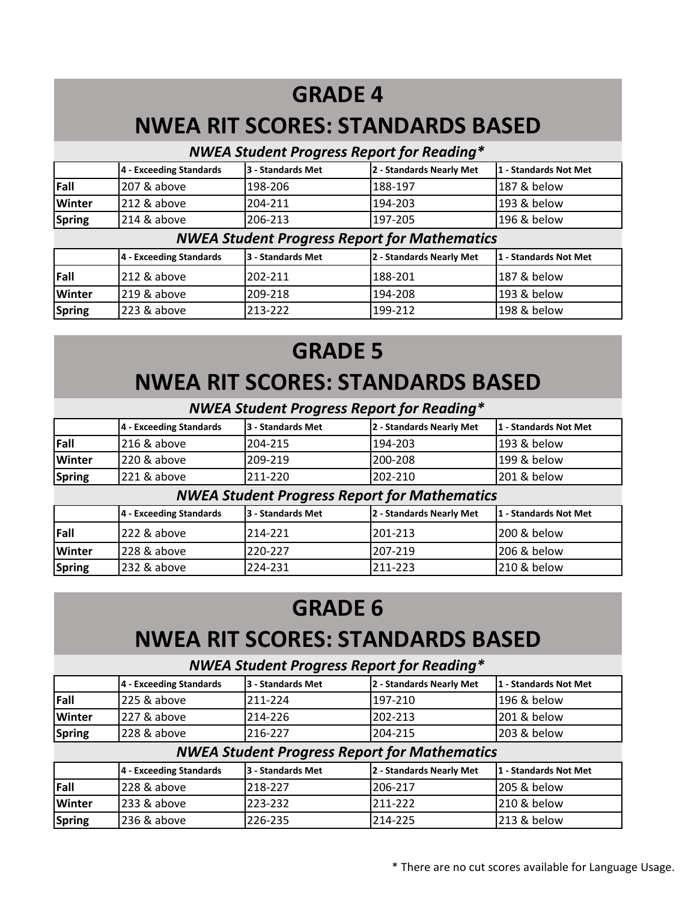# GRADE 4

# NWEA RIT SCORES: STANDARDS BASED

### *NWEA Student Progress Report for Reading**

| | 4 - Exceeding Standards | 3 - Standards Met | 2 - Standards Nearly Met | 1 - Standards Not Met |
|---|---|---|---|---|
| **Fall** | 207 & above | 198-206 | 188-197 | 187 & below |
| **Winter** | 212 & above | 204-211 | 194-203 | 193 & below |
| **Spring** | 214 & above | 206-213 | 197-205 | 196 & below |

### *NWEA Student Progress Report for Mathematics*

| | 4 - Exceeding Standards | 3 - Standards Met | 2 - Standards Nearly Met | 1 - Standards Not Met |
|---|---|---|---|---|
| **Fall** | 212 & above | 202-211 | 188-201 | 187 & below |
| **Winter** | 219 & above | 209-218 | 194-208 | 193 & below |
| **Spring** | 223 & above | 213-222 | 199-212 | 198 & below |

# GRADE 5

# NWEA RIT SCORES: STANDARDS BASED

### *NWEA Student Progress Report for Reading**

| | 4 - Exceeding Standards | 3 - Standards Met | 2 - Standards Nearly Met | 1 - Standards Not Met |
|---|---|---|---|---|
| **Fall** | 216 & above | 204-215 | 194-203 | 193 & below |
| **Winter** | 220 & above | 209-219 | 200-208 | 199 & below |
| **Spring** | 221 & above | 211-220 | 202-210 | 201 & below |

### *NWEA Student Progress Report for Mathematics*

| | 4 - Exceeding Standards | 3 - Standards Met | 2 - Standards Nearly Met | 1 - Standards Not Met |
|---|---|---|---|---|
| **Fall** | 222 & above | 214-221 | 201-213 | 200 & below |
| **Winter** | 228 & above | 220-227 | 207-219 | 206 & below |
| **Spring** | 232 & above | 224-231 | 211-223 | 210 & below |

# GRADE 6

# NWEA RIT SCORES: STANDARDS BASED

### *NWEA Student Progress Report for Reading**

| | 4 - Exceeding Standards | 3 - Standards Met | 2 - Standards Nearly Met | 1 - Standards Not Met |
|---|---|---|---|---|
| **Fall** | 225 & above | 211-224 | 197-210 | 196 & below |
| **Winter** | 227 & above | 214-226 | 202-213 | 201 & below |
| **Spring** | 228 & above | 216-227 | 204-215 | 203 & below |

### *NWEA Student Progress Report for Mathematics*

| | 4 - Exceeding Standards | 3 - Standards Met | 2 - Standards Nearly Met | 1 - Standards Not Met |
|---|---|---|---|---|
| **Fall** | 228 & above | 218-227 | 206-217 | 205 & below |
| **Winter** | 233 & above | 223-232 | 211-222 | 210 & below |
| **Spring** | 236 & above | 226-235 | 214-225 | 213 & below |

* There are no cut scores available for Language Usage.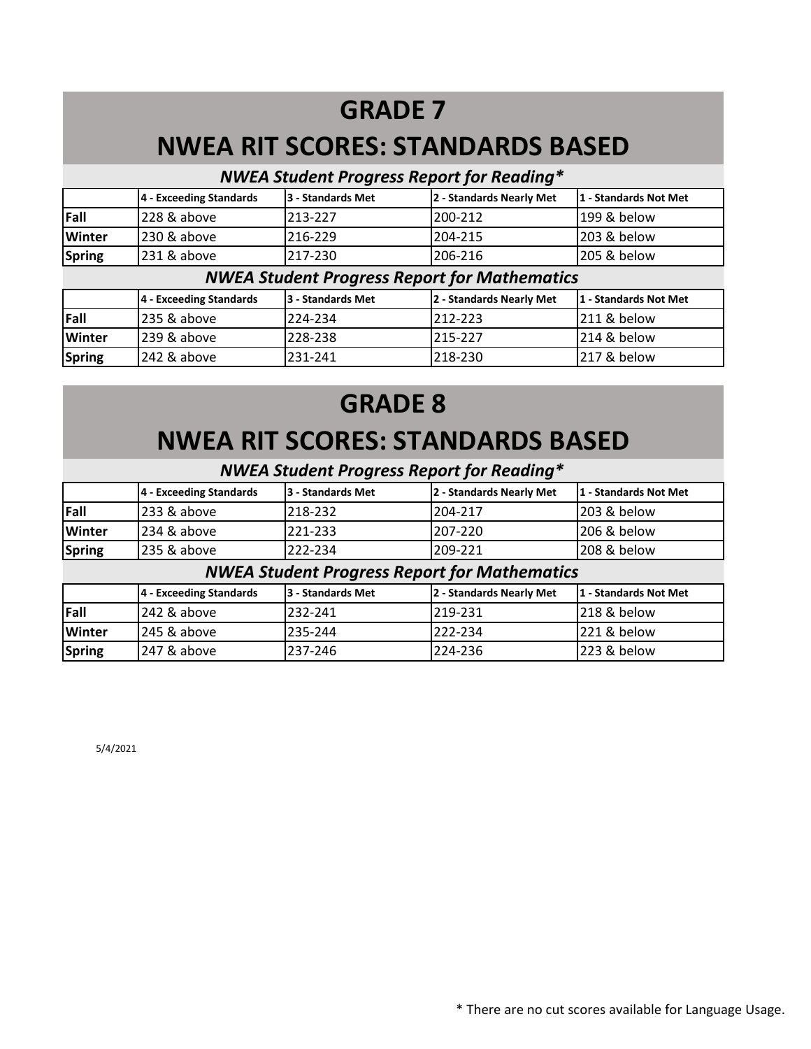# GRADE 7

# NWEA RIT SCORES: STANDARDS BASED

### *NWEA Student Progress Report for Reading**

| | 4 - Exceeding Standards | 3 - Standards Met | 2 - Standards Nearly Met | 1 - Standards Not Met |
|---|---|---|---|---|
| **Fall** | 228 & above | 213-227 | 200-212 | 199 & below |
| **Winter** | 230 & above | 216-229 | 204-215 | 203 & below |
| **Spring** | 231 & above | 217-230 | 206-216 | 205 & below |

### *NWEA Student Progress Report for Mathematics*

| | 4 - Exceeding Standards | 3 - Standards Met | 2 - Standards Nearly Met | 1 - Standards Not Met |
|---|---|---|---|---|
| **Fall** | 235 & above | 224-234 | 212-223 | 211 & below |
| **Winter** | 239 & above | 228-238 | 215-227 | 214 & below |
| **Spring** | 242 & above | 231-241 | 218-230 | 217 & below |

# GRADE 8

# NWEA RIT SCORES: STANDARDS BASED

### *NWEA Student Progress Report for Reading**

| | 4 - Exceeding Standards | 3 - Standards Met | 2 - Standards Nearly Met | 1 - Standards Not Met |
|---|---|---|---|---|
| **Fall** | 233 & above | 218-232 | 204-217 | 203 & below |
| **Winter** | 234 & above | 221-233 | 207-220 | 206 & below |
| **Spring** | 235 & above | 222-234 | 209-221 | 208 & below |

### *NWEA Student Progress Report for Mathematics*

| | 4 - Exceeding Standards | 3 - Standards Met | 2 - Standards Nearly Met | 1 - Standards Not Met |
|---|---|---|---|---|
| **Fall** | 242 & above | 232-241 | 219-231 | 218 & below |
| **Winter** | 245 & above | 235-244 | 222-234 | 221 & below |
| **Spring** | 247 & above | 237-246 | 224-236 | 223 & below |

5/4/2021

* There are no cut scores available for Language Usage.